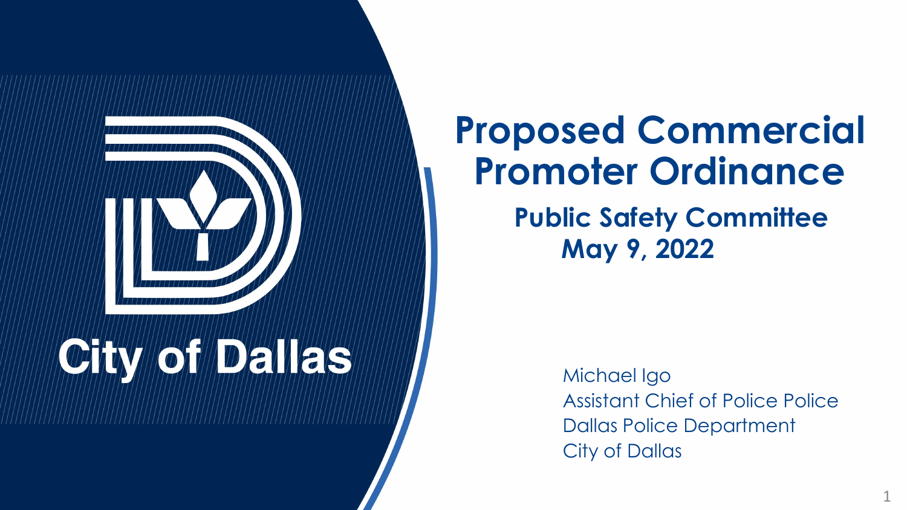City of Dallas

# Proposed Commercial Promoter Ordinance

## Public Safety Committee
## May 9, 2022

Michael Igo
Assistant Chief of Police Police
Dallas Police Department
City of Dallas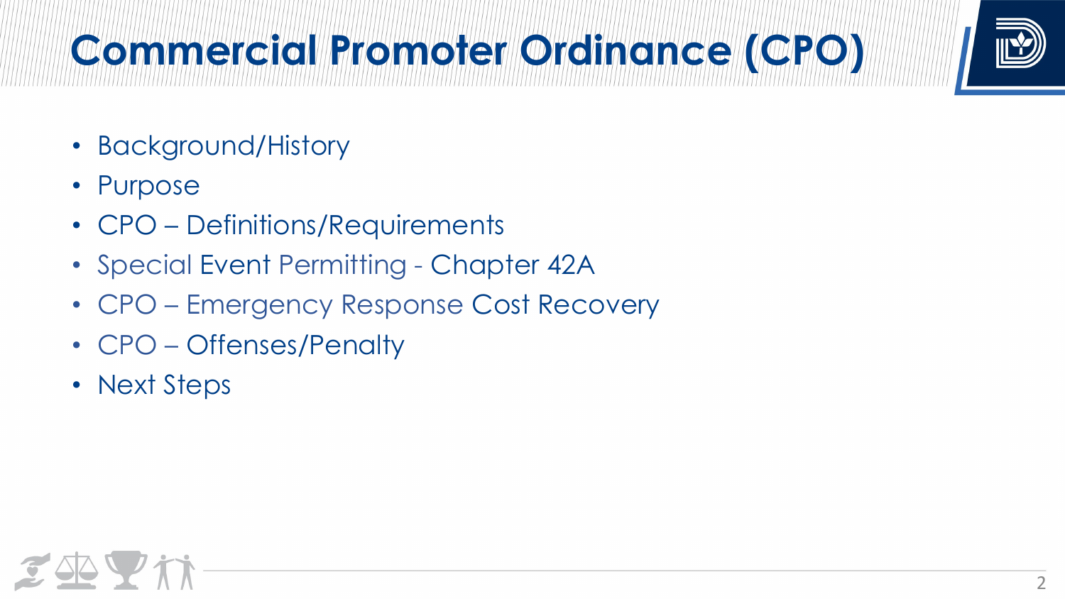# Commercial Promoter Ordinance (CPO)

- Background/History
- Purpose
- CPO – Definitions/Requirements
- Special Event Permitting - Chapter 42A
- CPO – Emergency Response Cost Recovery
- CPO – Offenses/Penalty
- Next Steps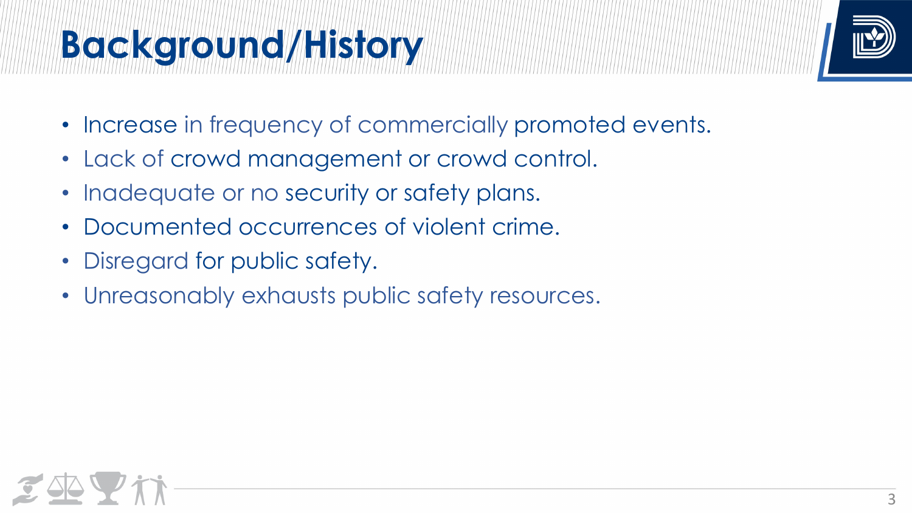# Background/History

- Increase in frequency of commercially promoted events.
- Lack of crowd management or crowd control.
- Inadequate or no security or safety plans.
- Documented occurrences of violent crime.
- Disregard for public safety.
- Unreasonably exhausts public safety resources.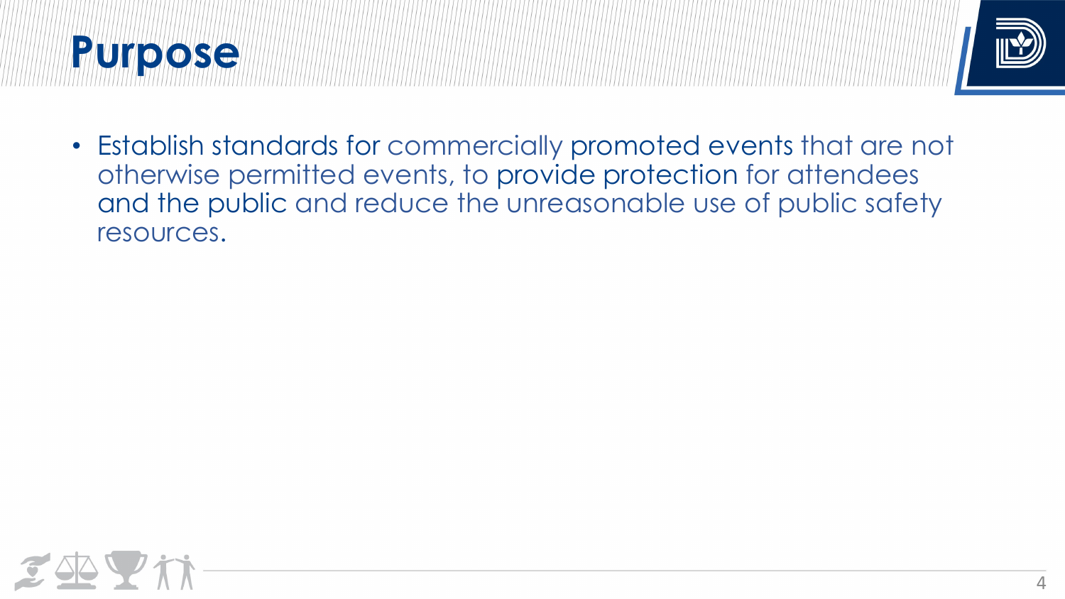# Purpose

- Establish standards for commercially promoted events that are not otherwise permitted events, to provide protection for attendees and the public and reduce the unreasonable use of public safety resources.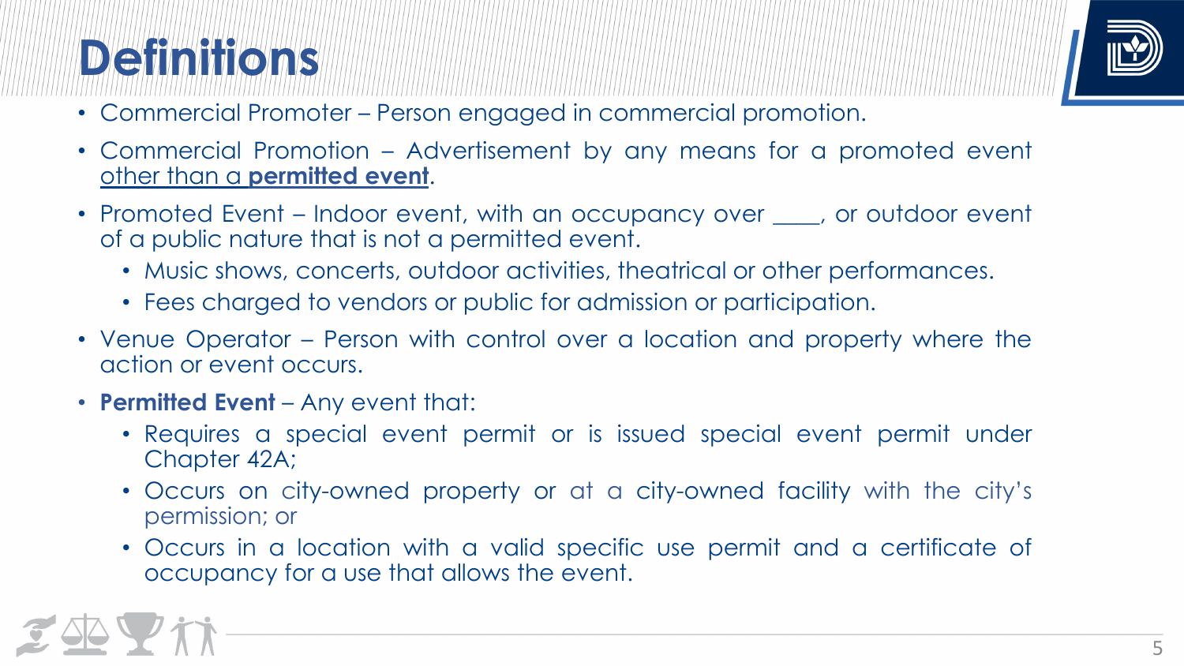# Definitions

- Commercial Promoter – Person engaged in commercial promotion.
- Commercial Promotion – Advertisement by any means for a promoted event other than a **permitted event**.
- Promoted Event – Indoor event, with an occupancy over ____, or outdoor event of a public nature that is not a permitted event.
  - Music shows, concerts, outdoor activities, theatrical or other performances.
  - Fees charged to vendors or public for admission or participation.
- Venue Operator – Person with control over a location and property where the action or event occurs.
- **Permitted Event** – Any event that:
  - Requires a special event permit or is issued special event permit under Chapter 42A;
  - Occurs on city-owned property or at a city-owned facility with the city's permission; or
  - Occurs in a location with a valid specific use permit and a certificate of occupancy for a use that allows the event.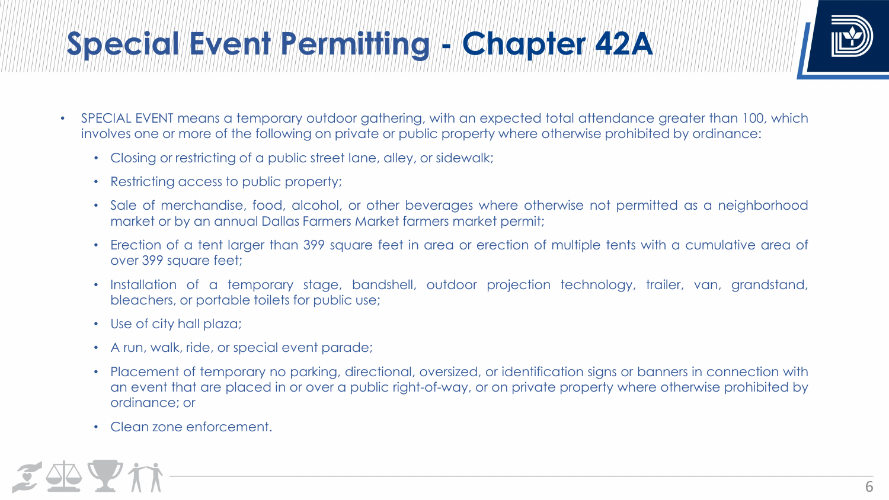# Special Event Permitting - Chapter 42A

- SPECIAL EVENT means a temporary outdoor gathering, with an expected total attendance greater than 100, which involves one or more of the following on private or public property where otherwise prohibited by ordinance:
  - Closing or restricting of a public street lane, alley, or sidewalk;
  - Restricting access to public property;
  - Sale of merchandise, food, alcohol, or other beverages where otherwise not permitted as a neighborhood market or by an annual Dallas Farmers Market farmers market permit;
  - Erection of a tent larger than 399 square feet in area or erection of multiple tents with a cumulative area of over 399 square feet;
  - Installation of a temporary stage, bandshell, outdoor projection technology, trailer, van, grandstand, bleachers, or portable toilets for public use;
  - Use of city hall plaza;
  - A run, walk, ride, or special event parade;
  - Placement of temporary no parking, directional, oversized, or identification signs or banners in connection with an event that are placed in or over a public right-of-way, or on private property where otherwise prohibited by ordinance; or
  - Clean zone enforcement.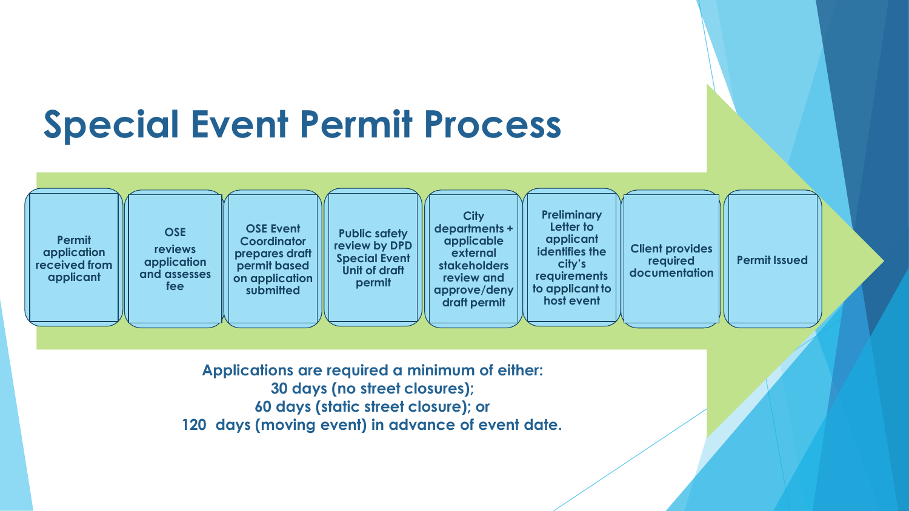# Special Event Permit Process

1. Permit application received from applicant
2. OSE reviews application and assesses fee
3. OSE Event Coordinator prepares draft permit based on application submitted
4. Public safety review by DPD Special Event Unit of draft permit
5. City departments + applicable external stakeholders review and approve/deny draft permit
6. Preliminary Letter to applicant identifies the city's requirements to applicant to host event
7. Client provides required documentation
8. Permit Issued

**Applications are required a minimum of either:**
**30 days (no street closures);**
**60 days (static street closure); or**
**120 days (moving event) in advance of event date.**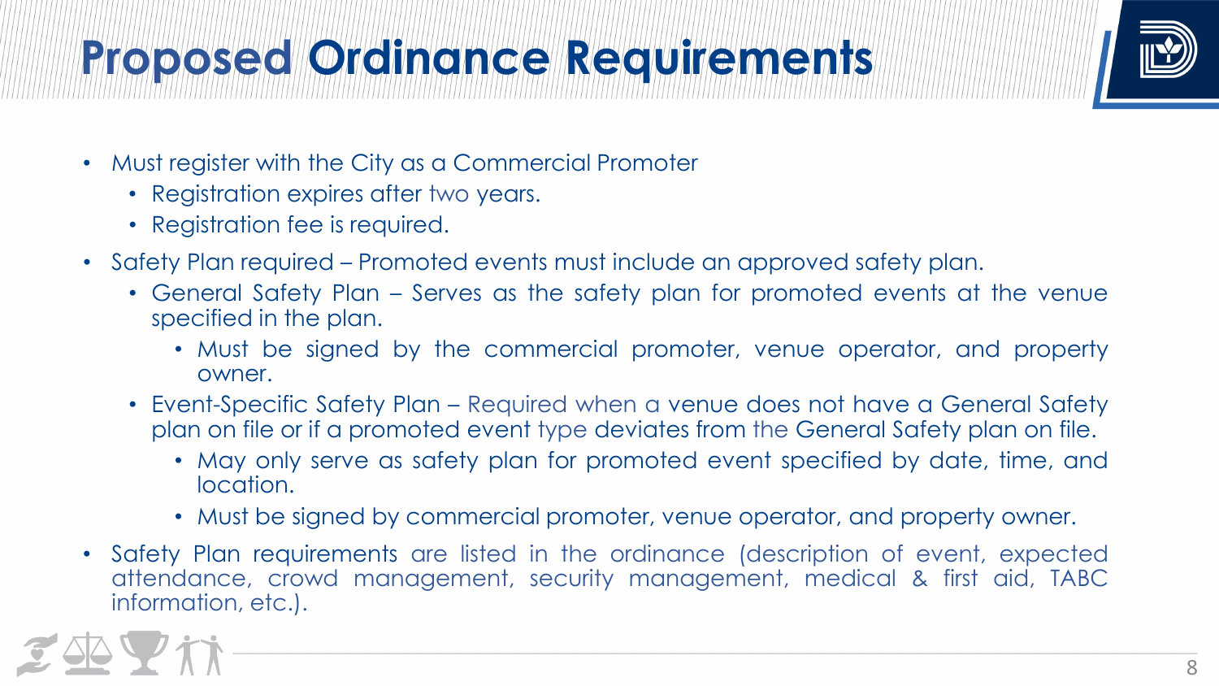# Proposed Ordinance Requirements

- Must register with the City as a Commercial Promoter
  - Registration expires after two years.
  - Registration fee is required.
- Safety Plan required – Promoted events must include an approved safety plan.
  - General Safety Plan – Serves as the safety plan for promoted events at the venue specified in the plan.
    - Must be signed by the commercial promoter, venue operator, and property owner.
  - Event-Specific Safety Plan – Required when a venue does not have a General Safety plan on file or if a promoted event type deviates from the General Safety plan on file.
    - May only serve as safety plan for promoted event specified by date, time, and location.
    - Must be signed by commercial promoter, venue operator, and property owner.
- Safety Plan requirements are listed in the ordinance (description of event, expected attendance, crowd management, security management, medical & first aid, TABC information, etc.).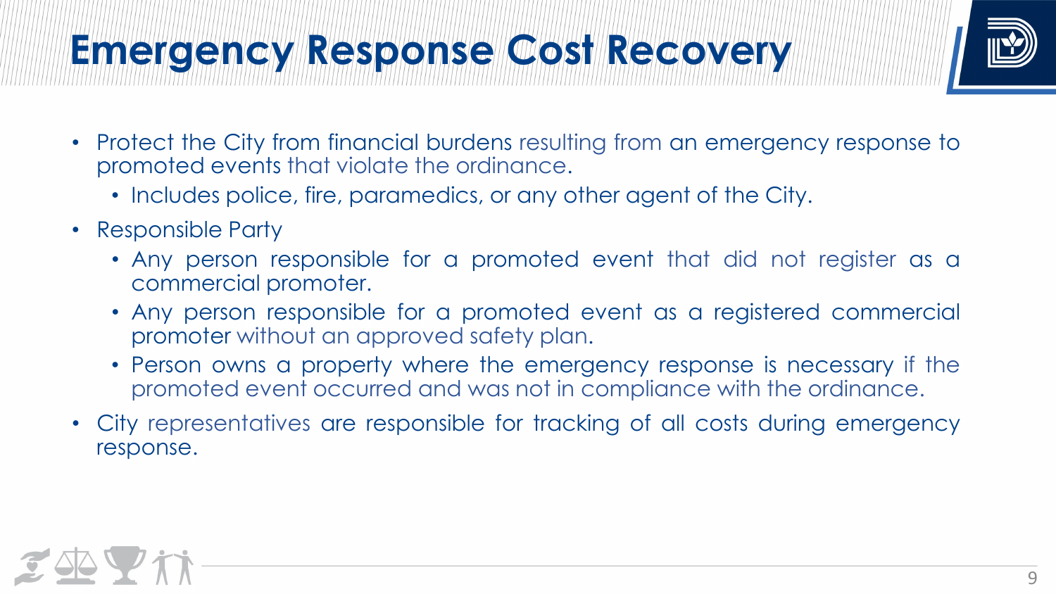# Emergency Response Cost Recovery

- Protect the City from financial burdens resulting from an emergency response to promoted events that violate the ordinance.
  - Includes police, fire, paramedics, or any other agent of the City.
- Responsible Party
  - Any person responsible for a promoted event that did not register as a commercial promoter.
  - Any person responsible for a promoted event as a registered commercial promoter without an approved safety plan.
  - Person owns a property where the emergency response is necessary if the promoted event occurred and was not in compliance with the ordinance.
- City representatives are responsible for tracking of all costs during emergency response.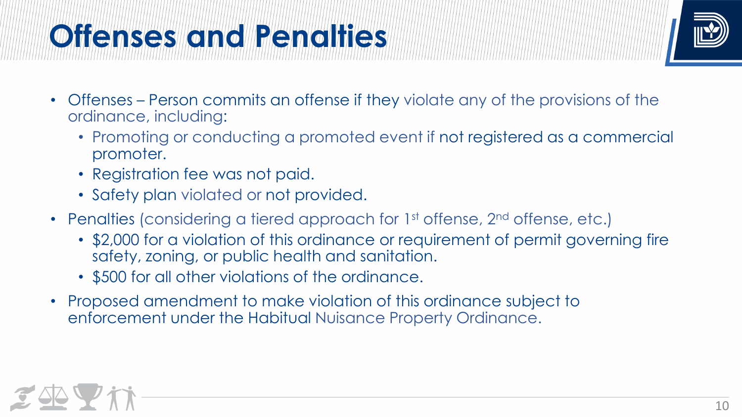# Offenses and Penalties

- Offenses – Person commits an offense if they violate any of the provisions of the ordinance, including:
  - Promoting or conducting a promoted event if not registered as a commercial promoter.
  - Registration fee was not paid.
  - Safety plan violated or not provided.
- Penalties (considering a tiered approach for 1st offense, 2nd offense, etc.)
  - $2,000 for a violation of this ordinance or requirement of permit governing fire safety, zoning, or public health and sanitation.
  - $500 for all other violations of the ordinance.
- Proposed amendment to make violation of this ordinance subject to enforcement under the Habitual Nuisance Property Ordinance.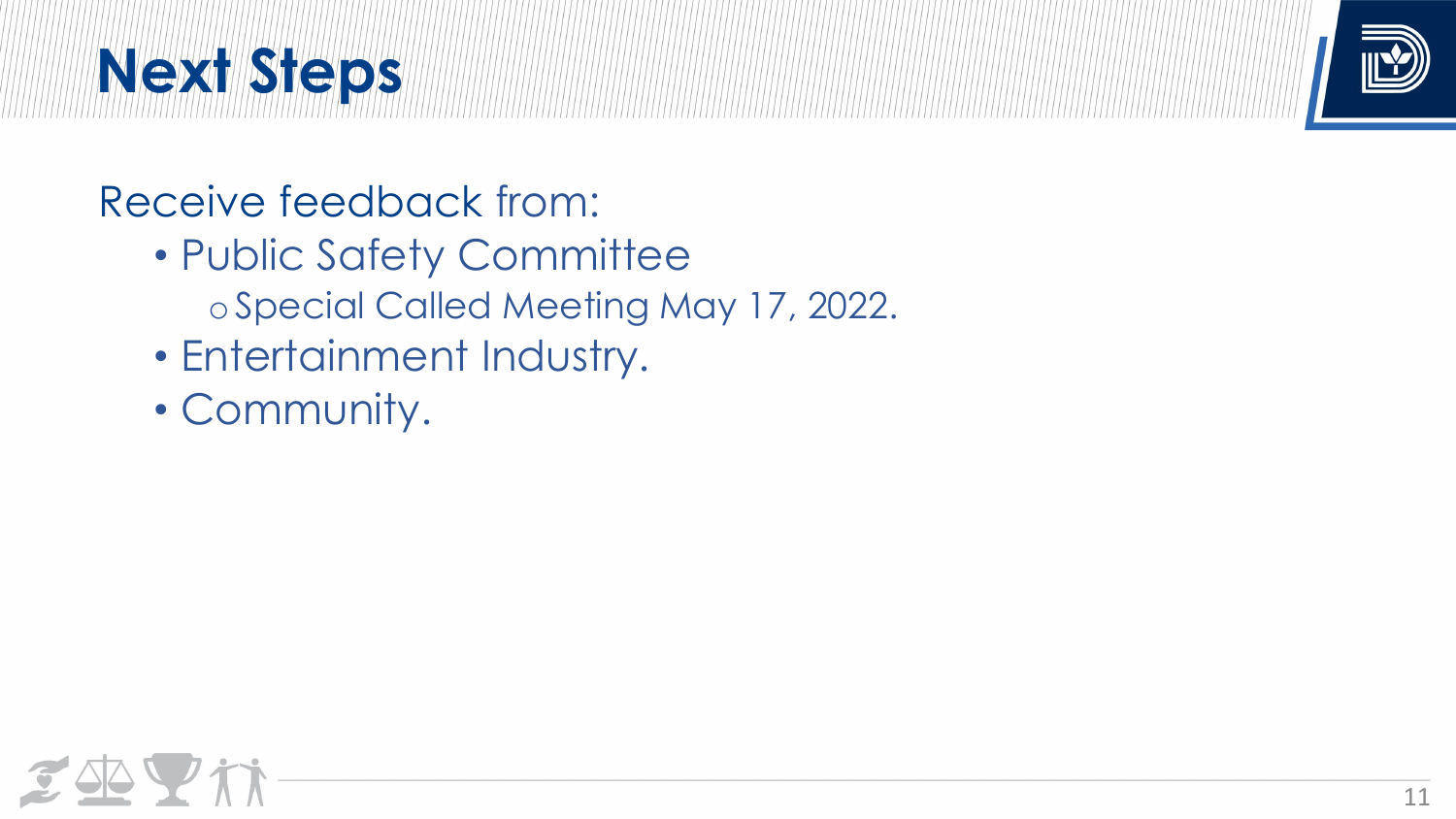# Next Steps

Receive feedback from:

- Public Safety Committee
  - Special Called Meeting May 17, 2022.
- Entertainment Industry.
- Community.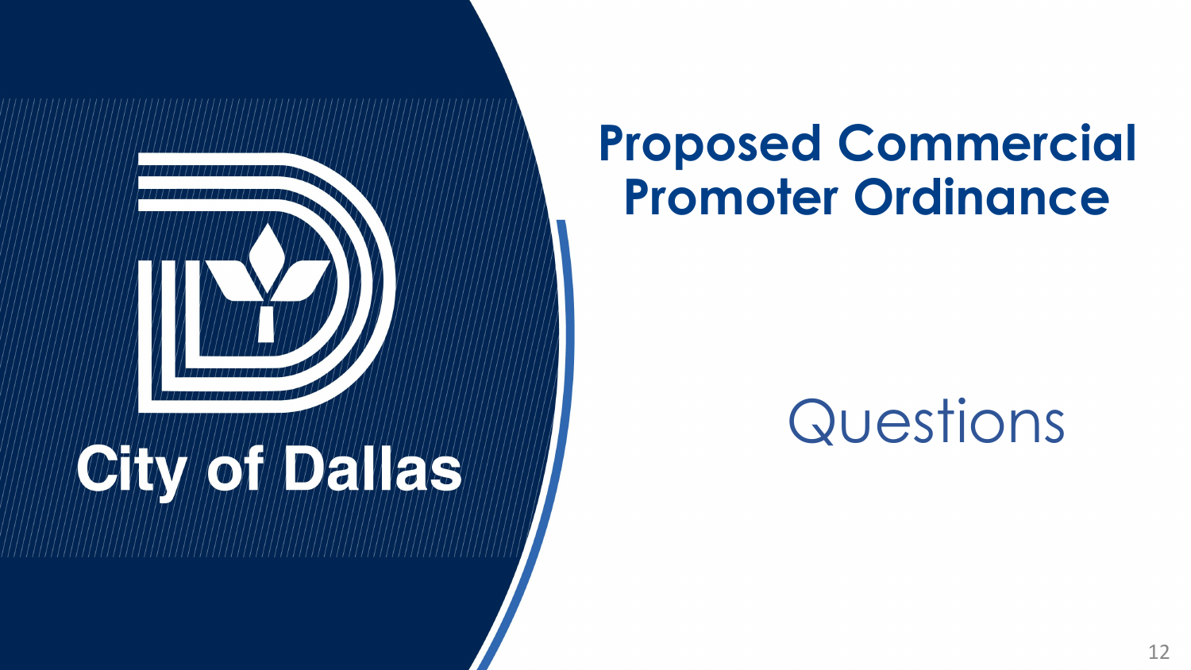City of Dallas

# Proposed Commercial Promoter Ordinance

Questions